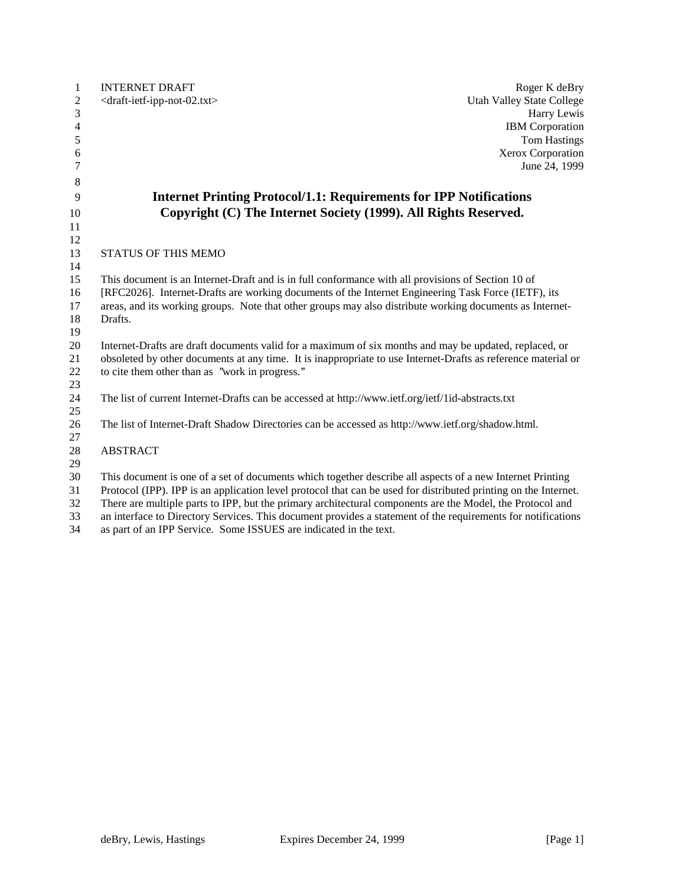INTERNET DRAFT                                                                                    Roger K deBry
<draft-ietf-ipp-not-02.txt>                                                           Utah Valley State College
Harry Lewis
IBM Corporation
Tom Hastings
Xerox Corporation
June 24, 1999

# Internet Printing Protocol/1.1: Requirements for IPP Notifications

**Copyright (C) The Internet Society (1999). All Rights Reserved.**

## STATUS OF THIS MEMO

This document is an Internet-Draft and is in full conformance with all provisions of Section 10 of [RFC2026]. Internet-Drafts are working documents of the Internet Engineering Task Force (IETF), its areas, and its working groups. Note that other groups may also distribute working documents as Internet-Drafts.

Internet-Drafts are draft documents valid for a maximum of six months and may be updated, replaced, or obsoleted by other documents at any time. It is inappropriate to use Internet-Drafts as reference material or to cite them other than as "work in progress."

The list of current Internet-Drafts can be accessed at http://www.ietf.org/ietf/1id-abstracts.txt

The list of Internet-Draft Shadow Directories can be accessed as http://www.ietf.org/shadow.html.

## ABSTRACT

This document is one of a set of documents which together describe all aspects of a new Internet Printing Protocol (IPP). IPP is an application level protocol that can be used for distributed printing on the Internet. There are multiple parts to IPP, but the primary architectural components are the Model, the Protocol and an interface to Directory Services. This document provides a statement of the requirements for notifications as part of an IPP Service. Some ISSUES are indicated in the text.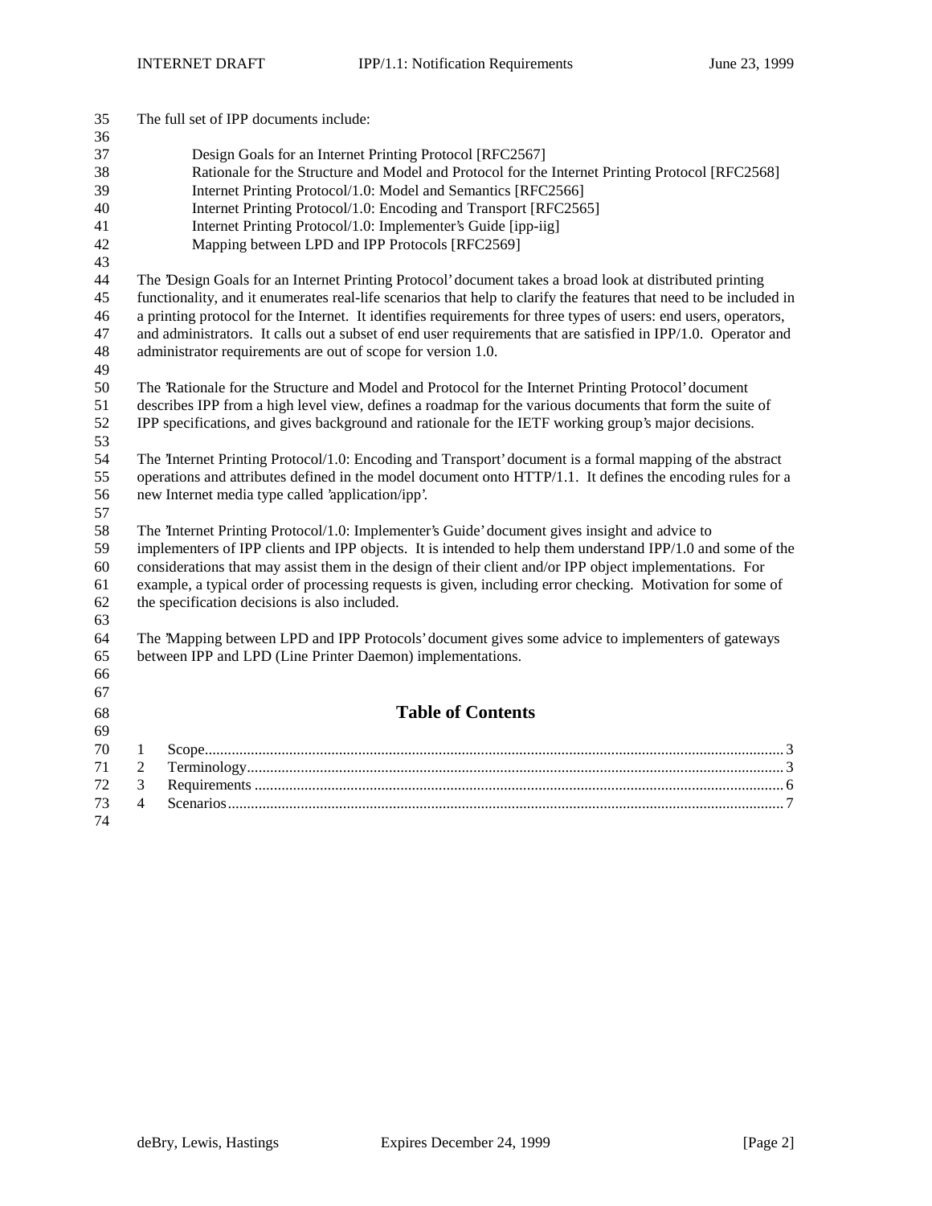The full set of IPP documents include:

- Design Goals for an Internet Printing Protocol [RFC2567]
- Rationale for the Structure and Model and Protocol for the Internet Printing Protocol [RFC2568]
- Internet Printing Protocol/1.0: Model and Semantics [RFC2566]
- Internet Printing Protocol/1.0: Encoding and Transport [RFC2565]
- Internet Printing Protocol/1.0: Implementer's Guide [ipp-iig]
- Mapping between LPD and IPP Protocols [RFC2569]

The 'Design Goals for an Internet Printing Protocol' document takes a broad look at distributed printing functionality, and it enumerates real-life scenarios that help to clarify the features that need to be included in a printing protocol for the Internet. It identifies requirements for three types of users: end users, operators, and administrators. It calls out a subset of end user requirements that are satisfied in IPP/1.0. Operator and administrator requirements are out of scope for version 1.0.

The 'Rationale for the Structure and Model and Protocol for the Internet Printing Protocol' document describes IPP from a high level view, defines a roadmap for the various documents that form the suite of IPP specifications, and gives background and rationale for the IETF working group's major decisions.

The 'Internet Printing Protocol/1.0: Encoding and Transport' document is a formal mapping of the abstract operations and attributes defined in the model document onto HTTP/1.1. It defines the encoding rules for a new Internet media type called 'application/ipp'.

The 'Internet Printing Protocol/1.0: Implementer's Guide' document gives insight and advice to implementers of IPP clients and IPP objects. It is intended to help them understand IPP/1.0 and some of the considerations that may assist them in the design of their client and/or IPP object implementations. For example, a typical order of processing requests is given, including error checking. Motivation for some of the specification decisions is also included.

The 'Mapping between LPD and IPP Protocols' document gives some advice to implementers of gateways between IPP and LPD (Line Printer Daemon) implementations.

## Table of Contents

1 Scope....................3
2 Terminology....................3
3 Requirements....................6
4 Scenarios....................7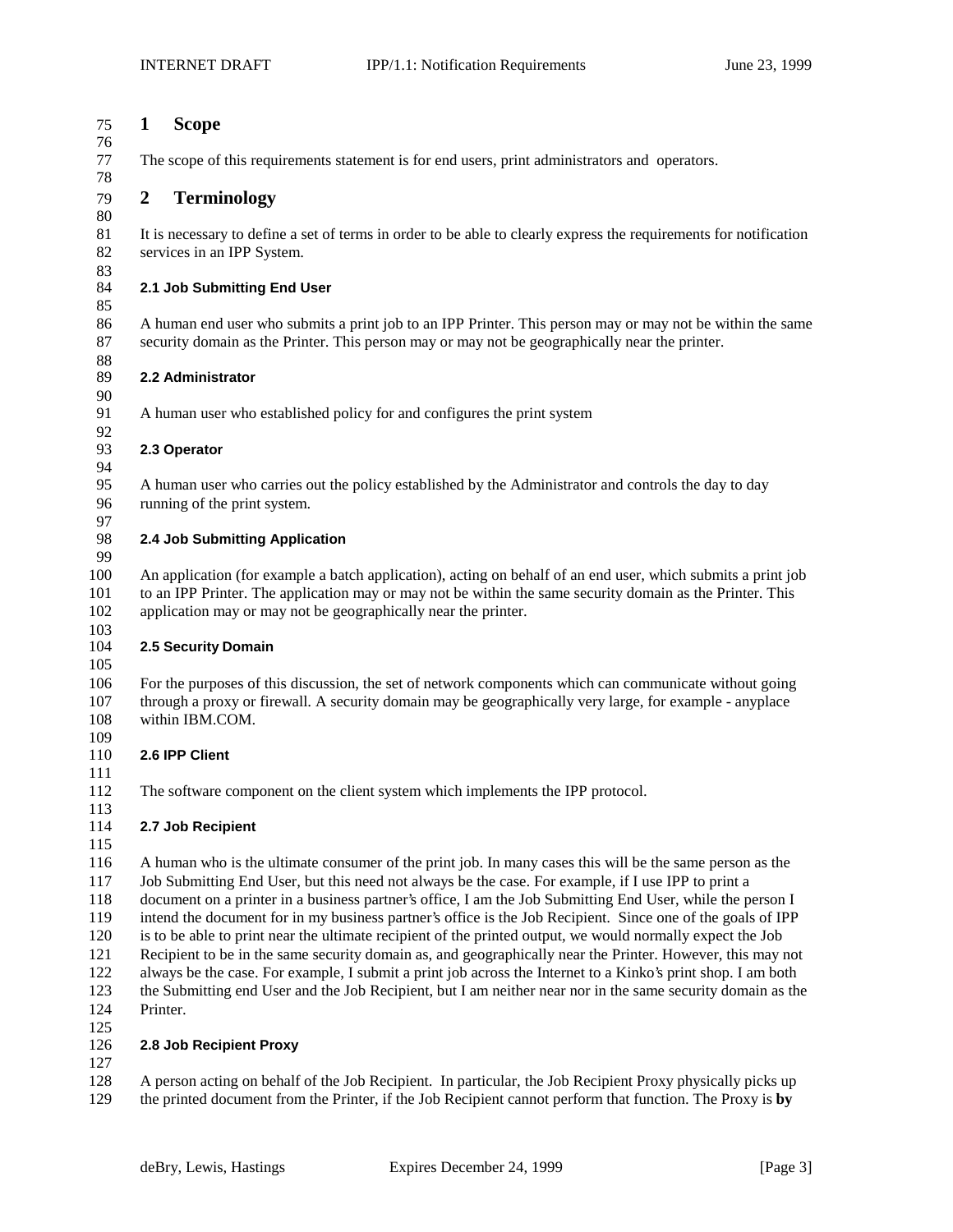# 1 Scope

The scope of this requirements statement is for end users, print administrators and operators.

# 2 Terminology

It is necessary to define a set of terms in order to be able to clearly express the requirements for notification services in an IPP System.

### 2.1 Job Submitting End User

A human end user who submits a print job to an IPP Printer. This person may or may not be within the same security domain as the Printer. This person may or may not be geographically near the printer.

### 2.2 Administrator

A human user who established policy for and configures the print system

### 2.3 Operator

A human user who carries out the policy established by the Administrator and controls the day to day running of the print system.

### 2.4 Job Submitting Application

An application (for example a batch application), acting on behalf of an end user, which submits a print job to an IPP Printer. The application may or may not be within the same security domain as the Printer. This application may or may not be geographically near the printer.

### 2.5 Security Domain

For the purposes of this discussion, the set of network components which can communicate without going through a proxy or firewall. A security domain may be geographically very large, for example - anyplace within IBM.COM.

### 2.6 IPP Client

The software component on the client system which implements the IPP protocol.

### 2.7 Job Recipient

A human who is the ultimate consumer of the print job. In many cases this will be the same person as the Job Submitting End User, but this need not always be the case. For example, if I use IPP to print a document on a printer in a business partner's office, I am the Job Submitting End User, while the person I intend the document for in my business partner's office is the Job Recipient. Since one of the goals of IPP is to be able to print near the ultimate recipient of the printed output, we would normally expect the Job Recipient to be in the same security domain as, and geographically near the Printer. However, this may not always be the case. For example, I submit a print job across the Internet to a Kinko's print shop. I am both the Submitting end User and the Job Recipient, but I am neither near nor in the same security domain as the Printer.

### 2.8 Job Recipient Proxy

A person acting on behalf of the Job Recipient. In particular, the Job Recipient Proxy physically picks up the printed document from the Printer, if the Job Recipient cannot perform that function. The Proxy is **by**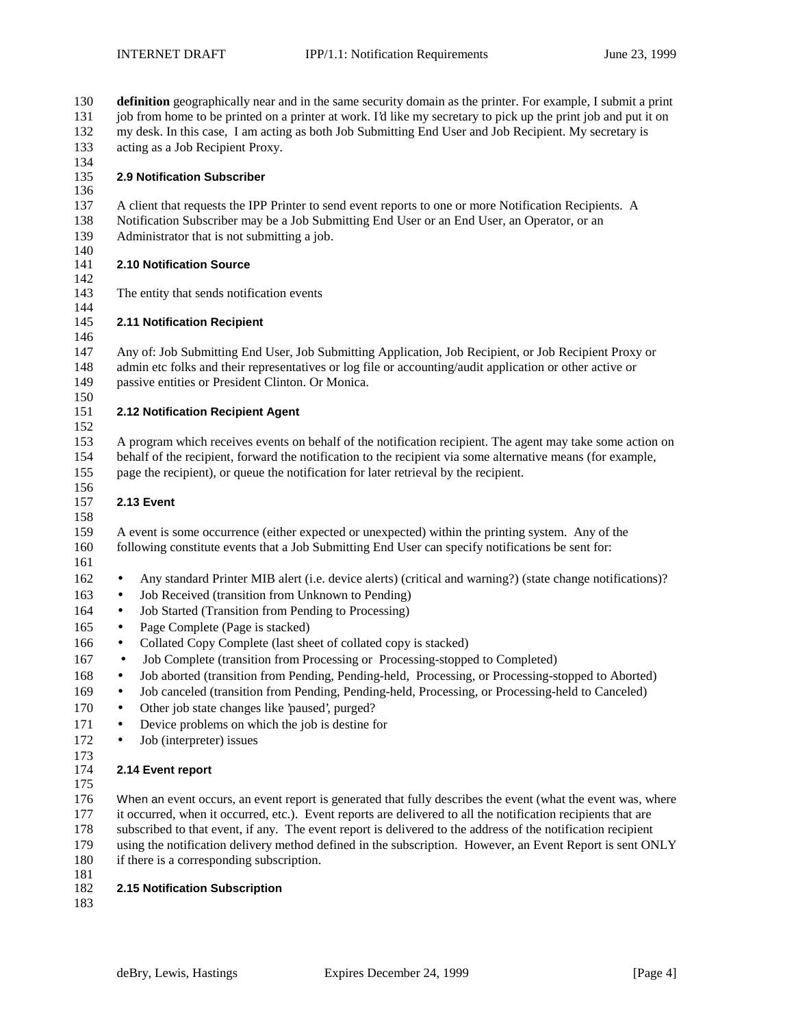**definition** geographically near and in the same security domain as the printer. For example, I submit a print job from home to be printed on a printer at work. I'd like my secretary to pick up the print job and put it on my desk. In this case, I am acting as both Job Submitting End User and Job Recipient. My secretary is acting as a Job Recipient Proxy.

### 2.9 Notification Subscriber

A client that requests the IPP Printer to send event reports to one or more Notification Recipients. A Notification Subscriber may be a Job Submitting End User or an End User, an Operator, or an Administrator that is not submitting a job.

### 2.10 Notification Source

The entity that sends notification events

### 2.11 Notification Recipient

Any of: Job Submitting End User, Job Submitting Application, Job Recipient, or Job Recipient Proxy or admin etc folks and their representatives or log file or accounting/audit application or other active or passive entities or President Clinton. Or Monica.

### 2.12 Notification Recipient Agent

A program which receives events on behalf of the notification recipient. The agent may take some action on behalf of the recipient, forward the notification to the recipient via some alternative means (for example, page the recipient), or queue the notification for later retrieval by the recipient.

### 2.13 Event

A event is some occurrence (either expected or unexpected) within the printing system. Any of the following constitute events that a Job Submitting End User can specify notifications be sent for:

- Any standard Printer MIB alert (i.e. device alerts) (critical and warning?) (state change notifications)?
- Job Received (transition from Unknown to Pending)
- Job Started (Transition from Pending to Processing)
- Page Complete (Page is stacked)
- Collated Copy Complete (last sheet of collated copy is stacked)
- Job Complete (transition from Processing or Processing-stopped to Completed)
- Job aborted (transition from Pending, Pending-held, Processing, or Processing-stopped to Aborted)
- Job canceled (transition from Pending, Pending-held, Processing, or Processing-held to Canceled)
- Other job state changes like 'paused', purged?
- Device problems on which the job is destine for
- Job (interpreter) issues

### 2.14 Event report

When an event occurs, an event report is generated that fully describes the event (what the event was, where it occurred, when it occurred, etc.). Event reports are delivered to all the notification recipients that are subscribed to that event, if any. The event report is delivered to the address of the notification recipient using the notification delivery method defined in the subscription. However, an Event Report is sent ONLY if there is a corresponding subscription.

### 2.15 Notification Subscription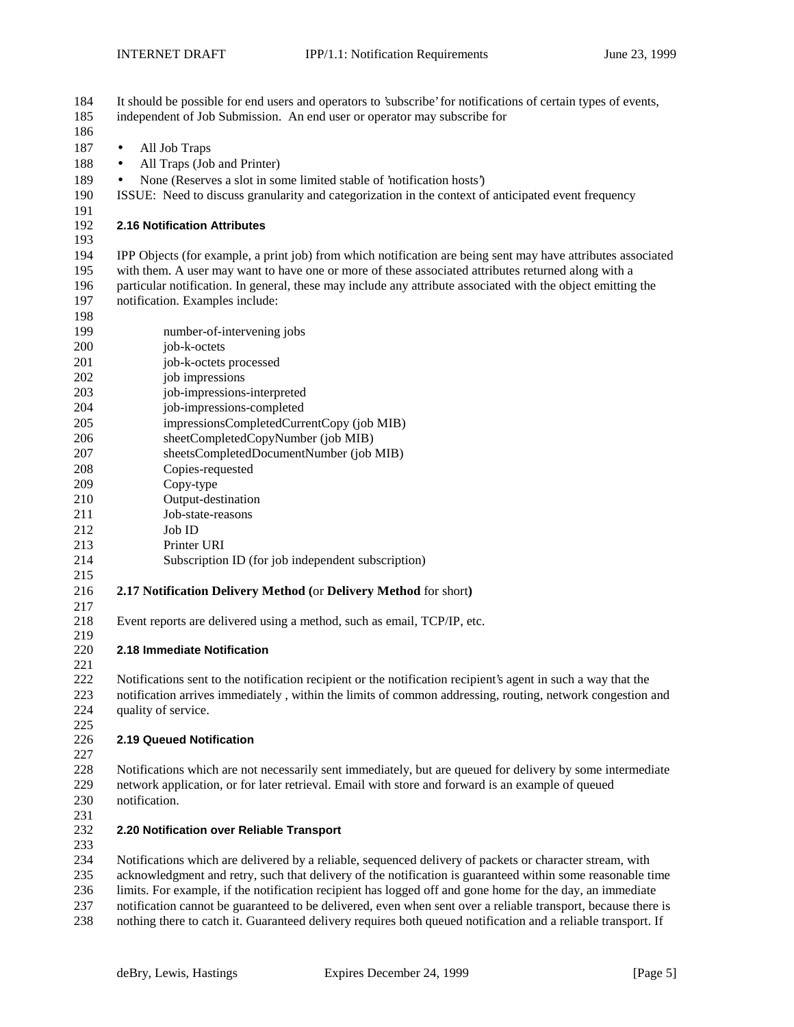It should be possible for end users and operators to 'subscribe' for notifications of certain types of events, independent of Job Submission. An end user or operator may subscribe for

- All Job Traps
- All Traps (Job and Printer)
- None (Reserves a slot in some limited stable of 'notification hosts')

ISSUE: Need to discuss granularity and categorization in the context of anticipated event frequency

### 2.16 Notification Attributes

IPP Objects (for example, a print job) from which notification are being sent may have attributes associated with them. A user may want to have one or more of these associated attributes returned along with a particular notification. In general, these may include any attribute associated with the object emitting the notification. Examples include:

number-of-intervening jobs
job-k-octets
job-k-octets processed
job impressions
job-impressions-interpreted
job-impressions-completed
impressionsCompletedCurrentCopy (job MIB)
sheetCompletedCopyNumber (job MIB)
sheetsCompletedDocumentNumber (job MIB)
Copies-requested
Copy-type
Output-destination
Job-state-reasons
Job ID
Printer URI
Subscription ID (for job independent subscription)

### 2.17 Notification Delivery Method (or **Delivery Method** for short)

Event reports are delivered using a method, such as email, TCP/IP, etc.

### 2.18 Immediate Notification

Notifications sent to the notification recipient or the notification recipient's agent in such a way that the notification arrives immediately , within the limits of common addressing, routing, network congestion and quality of service.

### 2.19 Queued Notification

Notifications which are not necessarily sent immediately, but are queued for delivery by some intermediate network application, or for later retrieval. Email with store and forward is an example of queued notification.

### 2.20 Notification over Reliable Transport

Notifications which are delivered by a reliable, sequenced delivery of packets or character stream, with acknowledgment and retry, such that delivery of the notification is guaranteed within some reasonable time limits. For example, if the notification recipient has logged off and gone home for the day, an immediate notification cannot be guaranteed to be delivered, even when sent over a reliable transport, because there is nothing there to catch it. Guaranteed delivery requires both queued notification and a reliable transport. If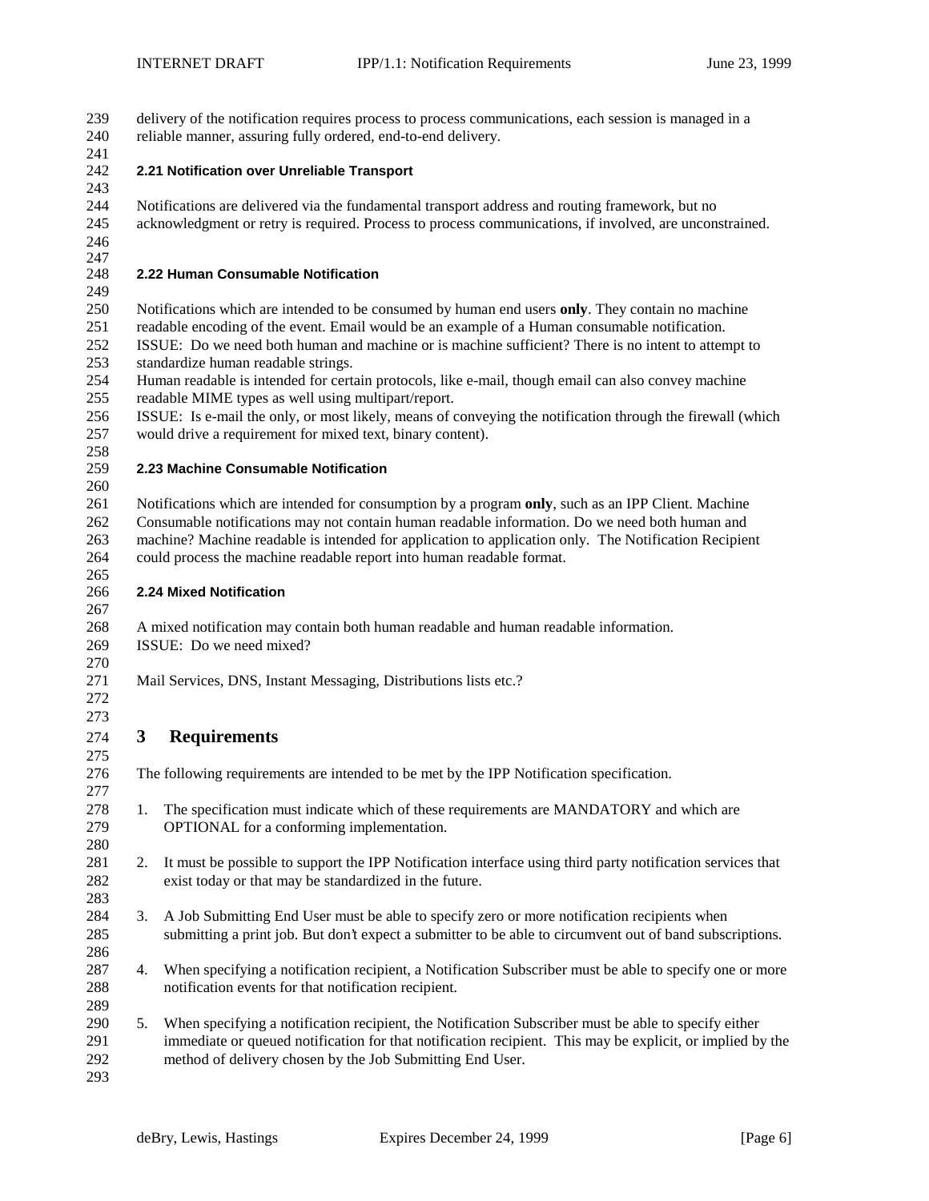delivery of the notification requires process to process communications, each session is managed in a reliable manner, assuring fully ordered, end-to-end delivery.

### 2.21 Notification over Unreliable Transport

Notifications are delivered via the fundamental transport address and routing framework, but no acknowledgment or retry is required. Process to process communications, if involved, are unconstrained.

### 2.22 Human Consumable Notification

Notifications which are intended to be consumed by human end users **only**. They contain no machine readable encoding of the event. Email would be an example of a Human consumable notification.
ISSUE: Do we need both human and machine or is machine sufficient? There is no intent to attempt to standardize human readable strings.
Human readable is intended for certain protocols, like e-mail, though email can also convey machine readable MIME types as well using multipart/report.
ISSUE: Is e-mail the only, or most likely, means of conveying the notification through the firewall (which would drive a requirement for mixed text, binary content).

### 2.23 Machine Consumable Notification

Notifications which are intended for consumption by a program **only**, such as an IPP Client. Machine Consumable notifications may not contain human readable information. Do we need both human and machine? Machine readable is intended for application to application only. The Notification Recipient could process the machine readable report into human readable format.

### 2.24 Mixed Notification

A mixed notification may contain both human readable and human readable information.
ISSUE: Do we need mixed?

Mail Services, DNS, Instant Messaging, Distributions lists etc.?

# 3 Requirements

The following requirements are intended to be met by the IPP Notification specification.

1. The specification must indicate which of these requirements are MANDATORY and which are OPTIONAL for a conforming implementation.

2. It must be possible to support the IPP Notification interface using third party notification services that exist today or that may be standardized in the future.

3. A Job Submitting End User must be able to specify zero or more notification recipients when submitting a print job. But don't expect a submitter to be able to circumvent out of band subscriptions.

4. When specifying a notification recipient, a Notification Subscriber must be able to specify one or more notification events for that notification recipient.

5. When specifying a notification recipient, the Notification Subscriber must be able to specify either immediate or queued notification for that notification recipient. This may be explicit, or implied by the method of delivery chosen by the Job Submitting End User.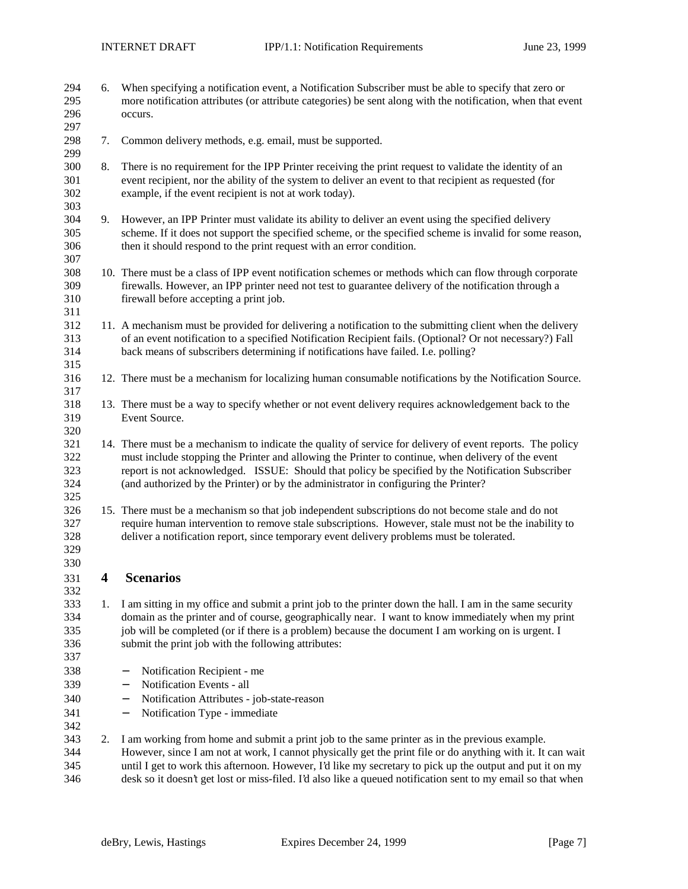6. When specifying a notification event, a Notification Subscriber must be able to specify that zero or more notification attributes (or attribute categories) be sent along with the notification, when that event occurs.

7. Common delivery methods, e.g. email, must be supported.

8. There is no requirement for the IPP Printer receiving the print request to validate the identity of an event recipient, nor the ability of the system to deliver an event to that recipient as requested (for example, if the event recipient is not at work today).

9. However, an IPP Printer must validate its ability to deliver an event using the specified delivery scheme. If it does not support the specified scheme, or the specified scheme is invalid for some reason, then it should respond to the print request with an error condition.

10. There must be a class of IPP event notification schemes or methods which can flow through corporate firewalls. However, an IPP printer need not test to guarantee delivery of the notification through a firewall before accepting a print job.

11. A mechanism must be provided for delivering a notification to the submitting client when the delivery of an event notification to a specified Notification Recipient fails. (Optional? Or not necessary?) Fall back means of subscribers determining if notifications have failed. I.e. polling?

12. There must be a mechanism for localizing human consumable notifications by the Notification Source.

13. There must be a way to specify whether or not event delivery requires acknowledgement back to the Event Source.

14. There must be a mechanism to indicate the quality of service for delivery of event reports. The policy must include stopping the Printer and allowing the Printer to continue, when delivery of the event report is not acknowledged. ISSUE: Should that policy be specified by the Notification Subscriber (and authorized by the Printer) or by the administrator in configuring the Printer?

15. There must be a mechanism so that job independent subscriptions do not become stale and do not require human intervention to remove stale subscriptions. However, stale must not be the inability to deliver a notification report, since temporary event delivery problems must be tolerated.

## 4 Scenarios

1. I am sitting in my office and submit a print job to the printer down the hall. I am in the same security domain as the printer and of course, geographically near. I want to know immediately when my print job will be completed (or if there is a problem) because the document I am working on is urgent. I submit the print job with the following attributes:

   - Notification Recipient - me
   - Notification Events - all
   - Notification Attributes - job-state-reason
   - Notification Type - immediate

2. I am working from home and submit a print job to the same printer as in the previous example. However, since I am not at work, I cannot physically get the print file or do anything with it. It can wait until I get to work this afternoon. However, I'd like my secretary to pick up the output and put it on my desk so it doesn't get lost or miss-filed. I'd also like a queued notification sent to my email so that when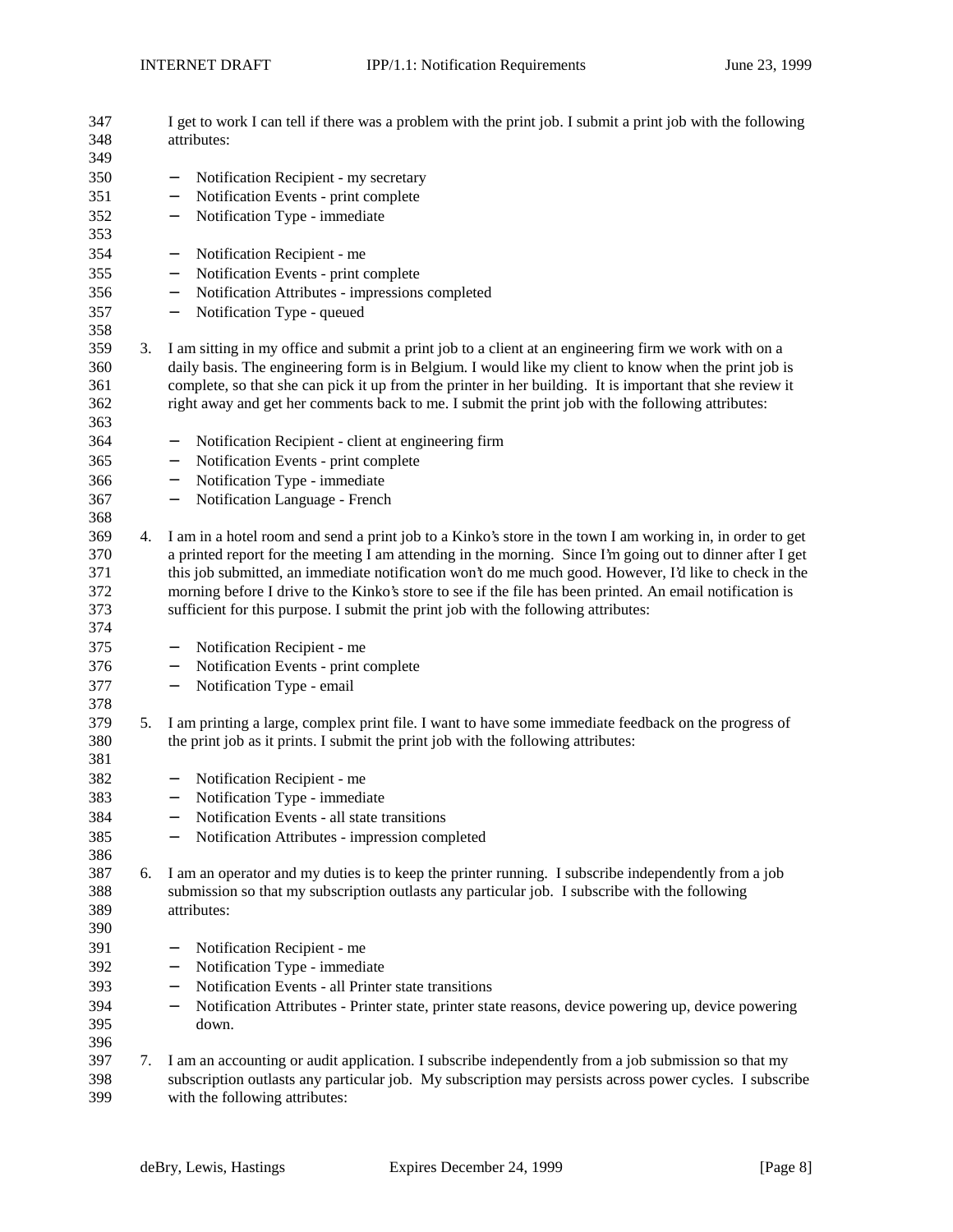I get to work I can tell if there was a problem with the print job. I submit a print job with the following attributes:

- Notification Recipient - my secretary
- Notification Events - print complete
- Notification Type - immediate

- Notification Recipient - me
- Notification Events - print complete
- Notification Attributes - impressions completed
- Notification Type - queued

3. I am sitting in my office and submit a print job to a client at an engineering firm we work with on a daily basis. The engineering form is in Belgium. I would like my client to know when the print job is complete, so that she can pick it up from the printer in her building. It is important that she review it right away and get her comments back to me. I submit the print job with the following attributes:

   - Notification Recipient - client at engineering firm
   - Notification Events - print complete
   - Notification Type - immediate
   - Notification Language - French

4. I am in a hotel room and send a print job to a Kinko's store in the town I am working in, in order to get a printed report for the meeting I am attending in the morning. Since I'm going out to dinner after I get this job submitted, an immediate notification won't do me much good. However, I'd like to check in the morning before I drive to the Kinko's store to see if the file has been printed. An email notification is sufficient for this purpose. I submit the print job with the following attributes:

   - Notification Recipient - me
   - Notification Events - print complete
   - Notification Type - email

5. I am printing a large, complex print file. I want to have some immediate feedback on the progress of the print job as it prints. I submit the print job with the following attributes:

   - Notification Recipient - me
   - Notification Type - immediate
   - Notification Events - all state transitions
   - Notification Attributes - impression completed

6. I am an operator and my duties is to keep the printer running. I subscribe independently from a job submission so that my subscription outlasts any particular job. I subscribe with the following attributes:

   - Notification Recipient - me
   - Notification Type - immediate
   - Notification Events - all Printer state transitions
   - Notification Attributes - Printer state, printer state reasons, device powering up, device powering down.

7. I am an accounting or audit application. I subscribe independently from a job submission so that my subscription outlasts any particular job. My subscription may persists across power cycles. I subscribe with the following attributes: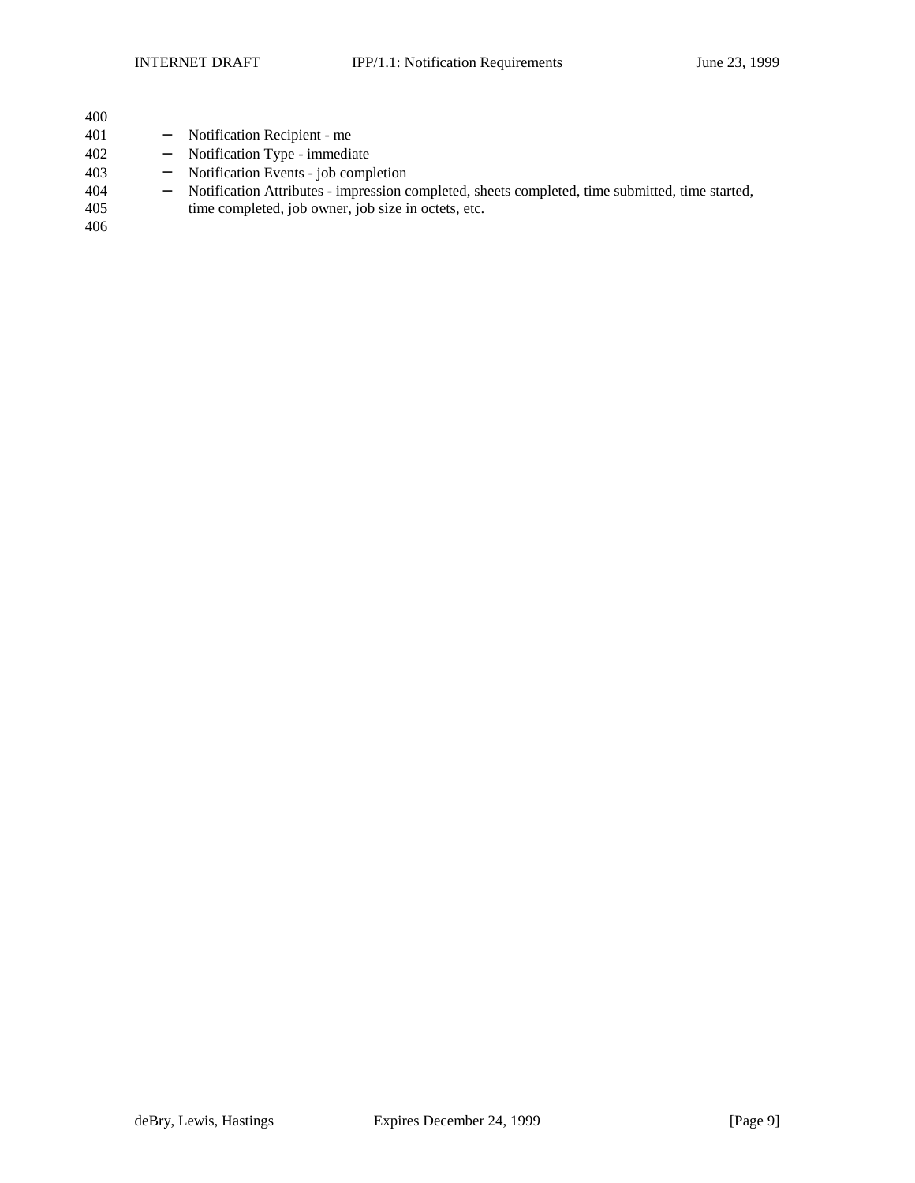- Notification Recipient - me
- Notification Type - immediate
- Notification Events - job completion
- Notification Attributes - impression completed, sheets completed, time submitted, time started, time completed, job owner, job size in octets, etc.